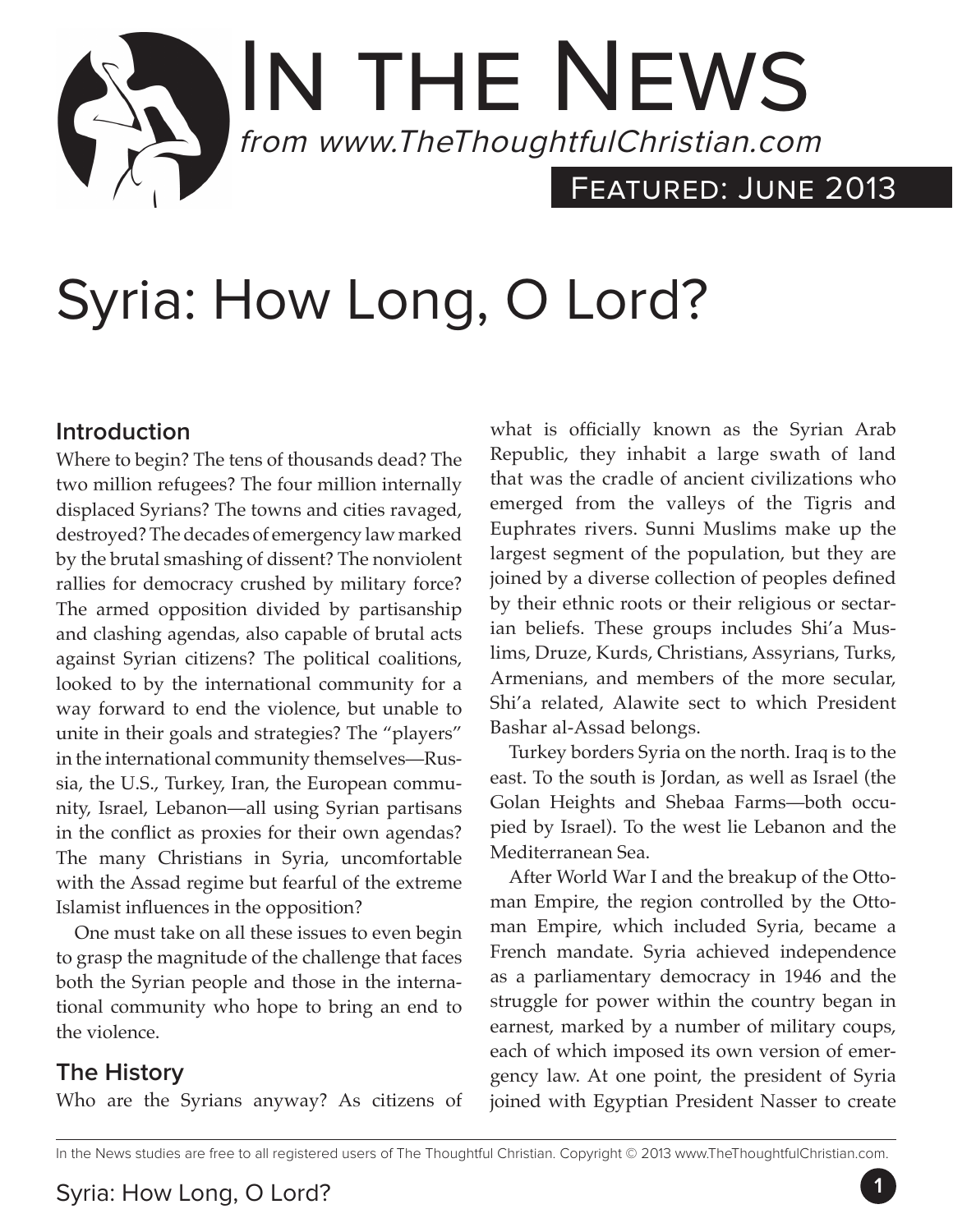# In the News

*from www.TheThoughtfulChristian.com*

Featured: June 2013

# Syria: How Long, O Lord?

## Introduction

Where to begin? The tens of thousands dead? The two million refugees? The four million internally displaced Syrians? The towns and cities ravaged, destroyed? The decades of emergency law marked by the brutal smashing of dissent? The nonviolent rallies for democracy crushed by military force? The armed opposition divided by partisanship and clashing agendas, also capable of brutal acts against Syrian citizens? The political coalitions, looked to by the international community for a way forward to end the violence, but unable to unite in their goals and strategies? The "players" in the international community themselves—Russia, the U.S., Turkey, Iran, the European community, Israel, Lebanon—all using Syrian partisans in the conflict as proxies for their own agendas? The many Christians in Syria, uncomfortable with the Assad regime but fearful of the extreme Islamist influences in the opposition?

One must take on all these issues to even begin to grasp the magnitude of the challenge that faces both the Syrian people and those in the international community who hope to bring an end to the violence.

## The History

Who are the Syrians anyway? As citizens of what is officially known as the Syrian Arab Republic, they inhabit a large swath of land that was the cradle of ancient civilizations who emerged from the valleys of the Tigris and Euphrates rivers. Sunni Muslims make up the largest segment of the population, but they are joined by a diverse collection of peoples defined by their ethnic roots or their religious or sectarian beliefs. These groups includes Shi'a Muslims, Druze, Kurds, Christians, Assyrians, Turks, Armenians, and members of the more secular, Shi'a related, Alawite sect to which President Bashar al-Assad belongs.

Turkey borders Syria on the north. Iraq is to the east. To the south is Jordan, as well as Israel (the Golan Heights and Shebaa Farms—both occupied by Israel). To the west lie Lebanon and the Mediterranean Sea.

After World War I and the breakup of the Ottoman Empire, the region controlled by the Ottoman Empire, which included Syria, became a French mandate. Syria achieved independence as a parliamentary democracy in 1946 and the struggle for power within the country began in earnest, marked by a number of military coups, each of which imposed its own version of emergency law. At one point, the president of Syria joined with Egyptian President Nasser to create

In the News studies are free to all registered users of The Thoughtful Christian. Copyright © 2013 www.TheThoughtfulChristian.com.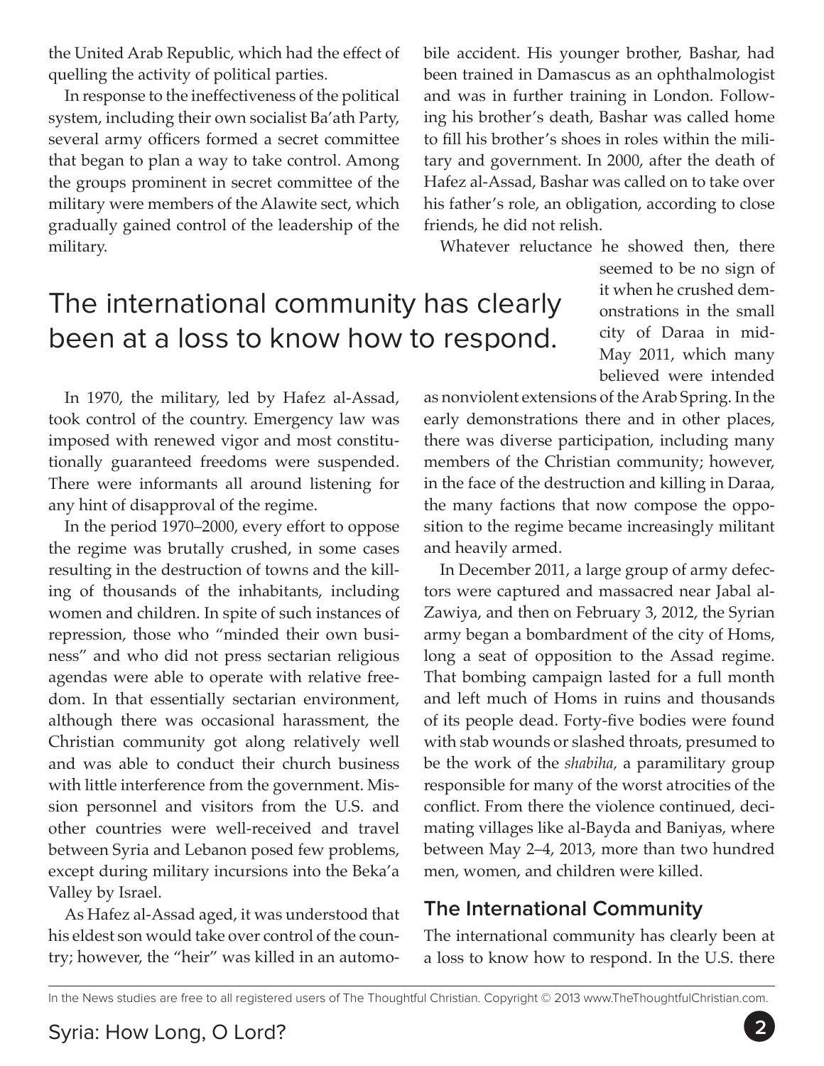the United Arab Republic, which had the effect of quelling the activity of political parties.

In response to the ineffectiveness of the political system, including their own socialist Ba'ath Party, several army officers formed a secret committee that began to plan a way to take control. Among the groups prominent in secret committee of the military were members of the Alawite sect, which gradually gained control of the leadership of the military.

In 1970, the military, led by Hafez al-Assad, took control of the country. Emergency law was imposed with renewed vigor and most constitutionally guaranteed freedoms were suspended. There were informants all around listening for any hint of disapproval of the regime.

In the period 1970–2000, every effort to oppose the regime was brutally crushed, in some cases resulting in the destruction of towns and the killing of thousands of the inhabitants, including women and children. In spite of such instances of repression, those who "minded their own business" and who did not press sectarian religious agendas were able to operate with relative freedom. In that essentially sectarian environment, although there was occasional harassment, the Christian community got along relatively well and was able to conduct their church business with little interference from the government. Mission personnel and visitors from the U.S. and other countries were well-received and travel between Syria and Lebanon posed few problems, except during military incursions into the Beka'a Valley by Israel.

As Hafez al-Assad aged, it was understood that his eldest son would take over control of the country; however, the "heir" was killed in an automobile accident. His younger brother, Bashar, had been trained in Damascus as an ophthalmologist and was in further training in London. Following his brother's death, Bashar was called home to fill his brother's shoes in roles within the military and government. In 2000, after the death of Hafez al-Assad, Bashar was called on to take over his father's role, an obligation, according to close friends, he did not relish.

Whatever reluctance he showed then, there seemed to be no sign of it when he crushed demonstrations in the small city of Daraa in mid-May 2011, which many believed were intended as nonviolent extensions of the Arab Spring. In the early demonstrations there and in other places, there was diverse participation, including many members of the Christian community; however, in the face of the destruction and killing in Daraa, the many factions that now compose the opposition to the regime became increasingly militant and heavily armed.

In December 2011, a large group of army defectors were captured and massacred near Jabal al-Zawiya, and then on February 3, 2012, the Syrian army began a bombardment of the city of Homs, long a seat of opposition to the Assad regime. That bombing campaign lasted for a full month and left much of Homs in ruins and thousands of its people dead. Forty-five bodies were found with stab wounds or slashed throats, presumed to be the work of the *shabiha*, a paramilitary group responsible for many of the worst atrocities of the conflict. From there the violence continued, decimating villages like al-Bayda and Baniyas, where between May 2–4, 2013, more than two hundred men, women, and children were killed.

> The international community has clearly been at a loss to know how to respond.

## The International Community

The international community has clearly been at a loss to know how to respond. In the U.S. there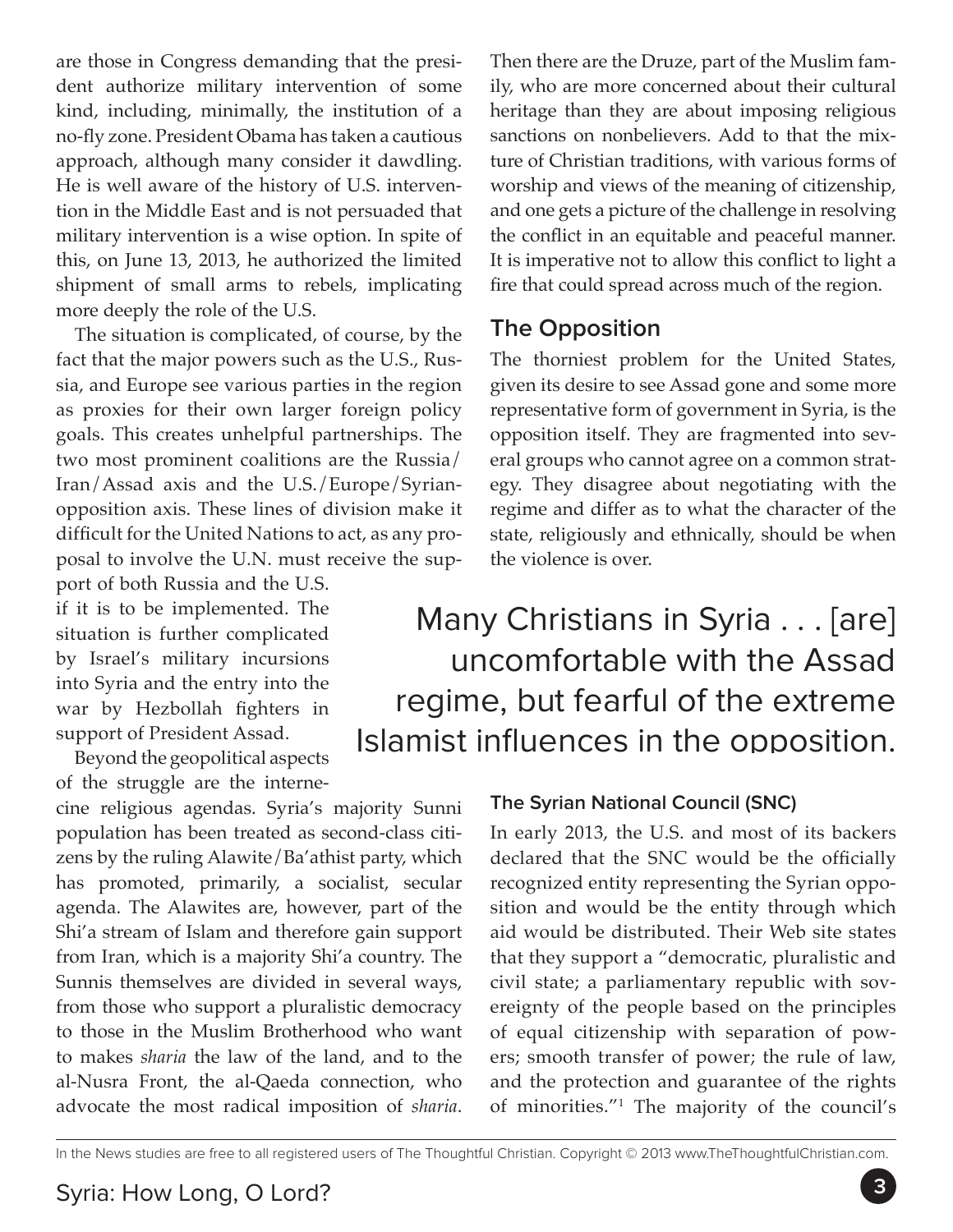are those in Congress demanding that the president authorize military intervention of some kind, including, minimally, the institution of a no-fly zone. President Obama has taken a cautious approach, although many consider it dawdling. He is well aware of the history of U.S. intervention in the Middle East and is not persuaded that military intervention is a wise option. In spite of this, on June 13, 2013, he authorized the limited shipment of small arms to rebels, implicating more deeply the role of the U.S.

The situation is complicated, of course, by the fact that the major powers such as the U.S., Russia, and Europe see various parties in the region as proxies for their own larger foreign policy goals. This creates unhelpful partnerships. The two most prominent coalitions are the Russia/Iran/Assad axis and the U.S./Europe/Syrian-opposition axis. These lines of division make it difficult for the United Nations to act, as any proposal to involve the U.N. must receive the support of both Russia and the U.S. if it is to be implemented. The situation is further complicated by Israel's military incursions into Syria and the entry into the war by Hezbollah fighters in support of President Assad.

Beyond the geopolitical aspects of the struggle are the internecine religious agendas. Syria's majority Sunni population has been treated as second-class citizens by the ruling Alawite/Ba'athist party, which has promoted, primarily, a socialist, secular agenda. The Alawites are, however, part of the Shi'a stream of Islam and therefore gain support from Iran, which is a majority Shi'a country. The Sunnis themselves are divided in several ways, from those who support a pluralistic democracy to those in the Muslim Brotherhood who want to makes *sharia* the law of the land, and to the al-Nusra Front, the al-Qaeda connection, who advocate the most radical imposition of *sharia*. Then there are the Druze, part of the Muslim family, who are more concerned about their cultural heritage than they are about imposing religious sanctions on nonbelievers. Add to that the mixture of Christian traditions, with various forms of worship and views of the meaning of citizenship, and one gets a picture of the challenge in resolving the conflict in an equitable and peaceful manner. It is imperative not to allow this conflict to light a fire that could spread across much of the region.

## The Opposition

The thorniest problem for the United States, given its desire to see Assad gone and some more representative form of government in Syria, is the opposition itself. They are fragmented into several groups who cannot agree on a common strategy. They disagree about negotiating with the regime and differ as to what the character of the state, religiously and ethnically, should be when the violence is over.

> Many Christians in Syria . . . [are] uncomfortable with the Assad regime, but fearful of the extreme Islamist influences in the opposition.

### The Syrian National Council (SNC)

In early 2013, the U.S. and most of its backers declared that the SNC would be the officially recognized entity representing the Syrian opposition and would be the entity through which aid would be distributed. Their Web site states that they support a "democratic, pluralistic and civil state; a parliamentary republic with sovereignty of the people based on the principles of equal citizenship with separation of powers; smooth transfer of power; the rule of law, and the protection and guarantee of the rights of minorities."[1] The majority of the council's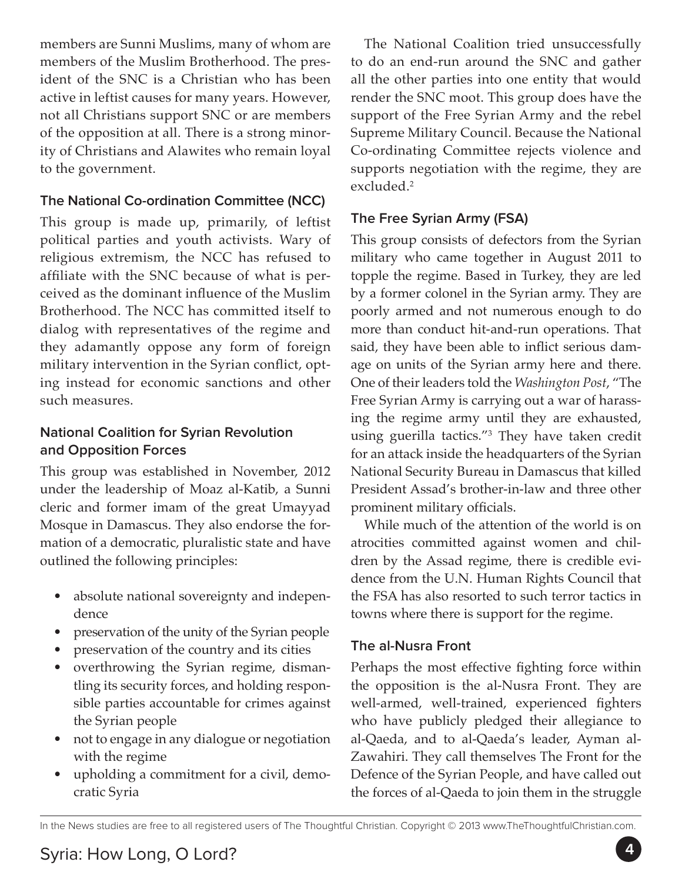members are Sunni Muslims, many of whom are members of the Muslim Brotherhood. The president of the SNC is a Christian who has been active in leftist causes for many years. However, not all Christians support SNC or are members of the opposition at all. There is a strong minority of Christians and Alawites who remain loyal to the government.

### The National Co-ordination Committee (NCC)

This group is made up, primarily, of leftist political parties and youth activists. Wary of religious extremism, the NCC has refused to affiliate with the SNC because of what is perceived as the dominant influence of the Muslim Brotherhood. The NCC has committed itself to dialog with representatives of the regime and they adamantly oppose any form of foreign military intervention in the Syrian conflict, opting instead for economic sanctions and other such measures.

### National Coalition for Syrian Revolution and Opposition Forces

This group was established in November, 2012 under the leadership of Moaz al-Katib, a Sunni cleric and former imam of the great Umayyad Mosque in Damascus. They also endorse the formation of a democratic, pluralistic state and have outlined the following principles:

- absolute national sovereignty and independence
- preservation of the unity of the Syrian people
- preservation of the country and its cities
- overthrowing the Syrian regime, dismantling its security forces, and holding responsible parties accountable for crimes against the Syrian people
- not to engage in any dialogue or negotiation with the regime
- upholding a commitment for a civil, democratic Syria

The National Coalition tried unsuccessfully to do an end-run around the SNC and gather all the other parties into one entity that would render the SNC moot. This group does have the support of the Free Syrian Army and the rebel Supreme Military Council. Because the National Co-ordinating Committee rejects violence and supports negotiation with the regime, they are excluded.[2]

### The Free Syrian Army (FSA)

This group consists of defectors from the Syrian military who came together in August 2011 to topple the regime. Based in Turkey, they are led by a former colonel in the Syrian army. They are poorly armed and not numerous enough to do more than conduct hit-and-run operations. That said, they have been able to inflict serious damage on units of the Syrian army here and there. One of their leaders told the *Washington Post*, "The Free Syrian Army is carrying out a war of harassing the regime army until they are exhausted, using guerilla tactics."[3] They have taken credit for an attack inside the headquarters of the Syrian National Security Bureau in Damascus that killed President Assad's brother-in-law and three other prominent military officials.

While much of the attention of the world is on atrocities committed against women and children by the Assad regime, there is credible evidence from the U.N. Human Rights Council that the FSA has also resorted to such terror tactics in towns where there is support for the regime.

### The al-Nusra Front

Perhaps the most effective fighting force within the opposition is the al-Nusra Front. They are well-armed, well-trained, experienced fighters who have publicly pledged their allegiance to al-Qaeda, and to al-Qaeda's leader, Ayman al-Zawahiri. They call themselves The Front for the Defence of the Syrian People, and have called out the forces of al-Qaeda to join them in the struggle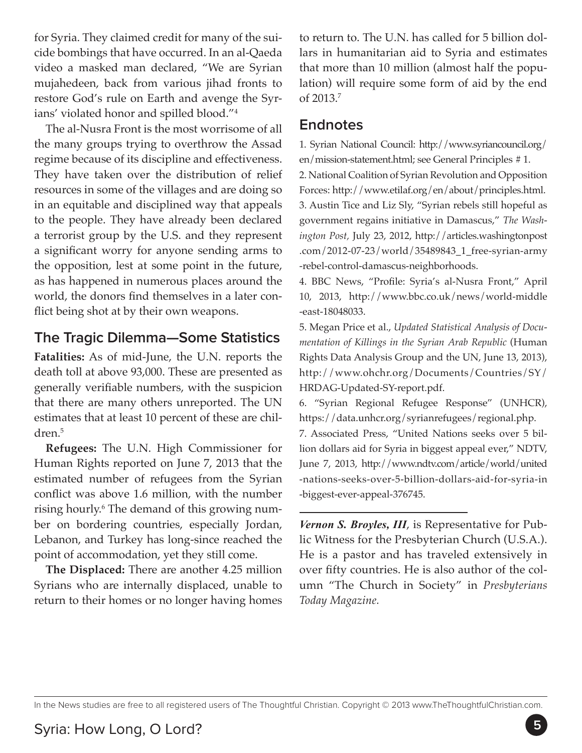for Syria. They claimed credit for many of the suicide bombings that have occurred. In an al-Qaeda video a masked man declared, "We are Syrian mujahedeen, back from various jihad fronts to restore God's rule on Earth and avenge the Syrians' violated honor and spilled blood."[4]

The al-Nusra Front is the most worrisome of all the many groups trying to overthrow the Assad regime because of its discipline and effectiveness. They have taken over the distribution of relief resources in some of the villages and are doing so in an equitable and disciplined way that appeals to the people. They have already been declared a terrorist group by the U.S. and they represent a significant worry for anyone sending arms to the opposition, lest at some point in the future, as has happened in numerous places around the world, the donors find themselves in a later conflict being shot at by their own weapons.

## The Tragic Dilemma—Some Statistics

**Fatalities:** As of mid-June, the U.N. reports the death toll at above 93,000. These are presented as generally verifiable numbers, with the suspicion that there are many others unreported. The UN estimates that at least 10 percent of these are children.[5]

**Refugees:** The U.N. High Commissioner for Human Rights reported on June 7, 2013 that the estimated number of refugees from the Syrian conflict was above 1.6 million, with the number rising hourly.[6] The demand of this growing number on bordering countries, especially Jordan, Lebanon, and Turkey has long-since reached the point of accommodation, yet they still come.

**The Displaced:** There are another 4.25 million Syrians who are internally displaced, unable to return to their homes or no longer having homes to return to. The U.N. has called for 5 billion dollars in humanitarian aid to Syria and estimates that more than 10 million (almost half the population) will require some form of aid by the end of 2013.[7]

## Endnotes

1. Syrian National Council: http://www.syriancouncil.org/en/mission-statement.html; see General Principles # 1.
2. National Coalition of Syrian Revolution and Opposition Forces: http://www.etilaf.org/en/about/principles.html.
3. Austin Tice and Liz Sly, "Syrian rebels still hopeful as government regains initiative in Damascus," *The Washington Post,* July 23, 2012, http://articles.washingtonpost.com/2012-07-23/world/35489843_1_free-syrian-army-rebel-control-damascus-neighborhoods.
4. BBC News, "Profile: Syria's al-Nusra Front," April 10, 2013, http://www.bbc.co.uk/news/world-middle-east-18048033.
5. Megan Price et al., *Updated Statistical Analysis of Documentation of Killings in the Syrian Arab Republic* (Human Rights Data Analysis Group and the UN, June 13, 2013), http://www.ohchr.org/Documents/Countries/SY/HRDAG-Updated-SY-report.pdf.
6. "Syrian Regional Refugee Response" (UNHCR), https://data.unhcr.org/syrianrefugees/regional.php.
7. Associated Press, "United Nations seeks over 5 billion dollars aid for Syria in biggest appeal ever," NDTV, June 7, 2013, http://www.ndtv.com/article/world/united-nations-seeks-over-5-billion-dollars-aid-for-syria-in-biggest-ever-appeal-376745.

---

***Vernon S. Broyles, III***, is Representative for Public Witness for the Presbyterian Church (U.S.A.). He is a pastor and has traveled extensively in over fifty countries. He is also author of the column "The Church in Society" in *Presbyterians Today Magazine.*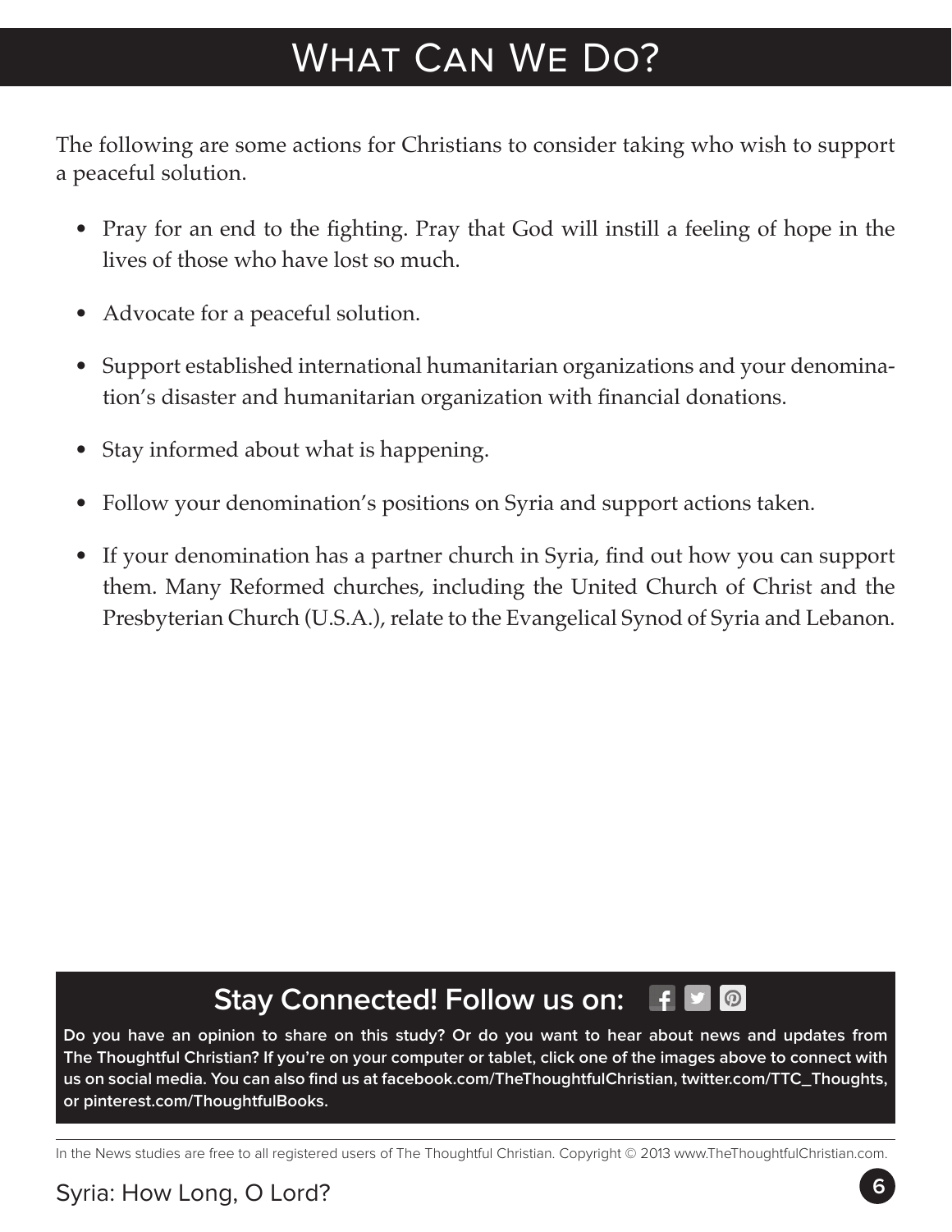# What Can We Do?

The following are some actions for Christians to consider taking who wish to support a peaceful solution.

- Pray for an end to the fighting. Pray that God will instill a feeling of hope in the lives of those who have lost so much.
- Advocate for a peaceful solution.
- Support established international humanitarian organizations and your denomination's disaster and humanitarian organization with financial donations.
- Stay informed about what is happening.
- Follow your denomination's positions on Syria and support actions taken.
- If your denomination has a partner church in Syria, find out how you can support them. Many Reformed churches, including the United Church of Christ and the Presbyterian Church (U.S.A.), relate to the Evangelical Synod of Syria and Lebanon.

## Stay Connected! Follow us on:

**Do you have an opinion to share on this study? Or do you want to hear about news and updates from The Thoughtful Christian? If you're on your computer or tablet, click one of the images above to connect with us on social media. You can also find us at facebook.com/TheThoughtfulChristian, twitter.com/TTC_Thoughts, or pinterest.com/ThoughtfulBooks.**

In the News studies are free to all registered users of The Thoughtful Christian. Copyright © 2013 www.TheThoughtfulChristian.com.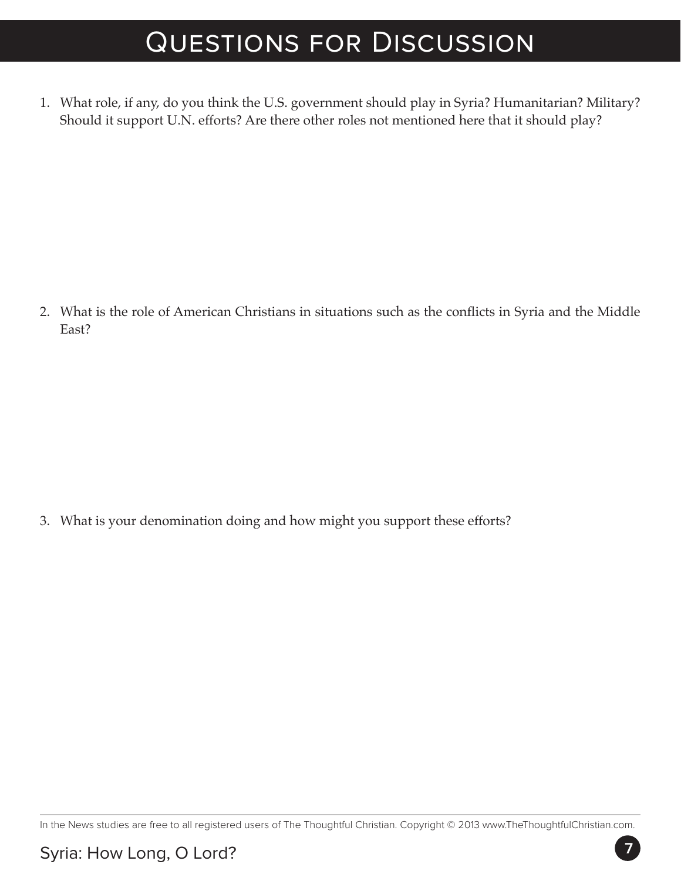# Questions for Discussion

1. What role, if any, do you think the U.S. government should play in Syria? Humanitarian? Military? Should it support U.N. efforts? Are there other roles not mentioned here that it should play?

2. What is the role of American Christians in situations such as the conflicts in Syria and the Middle East?

3. What is your denomination doing and how might you support these efforts?

In the News studies are free to all registered users of The Thoughtful Christian. Copyright © 2013 www.TheThoughtfulChristian.com.